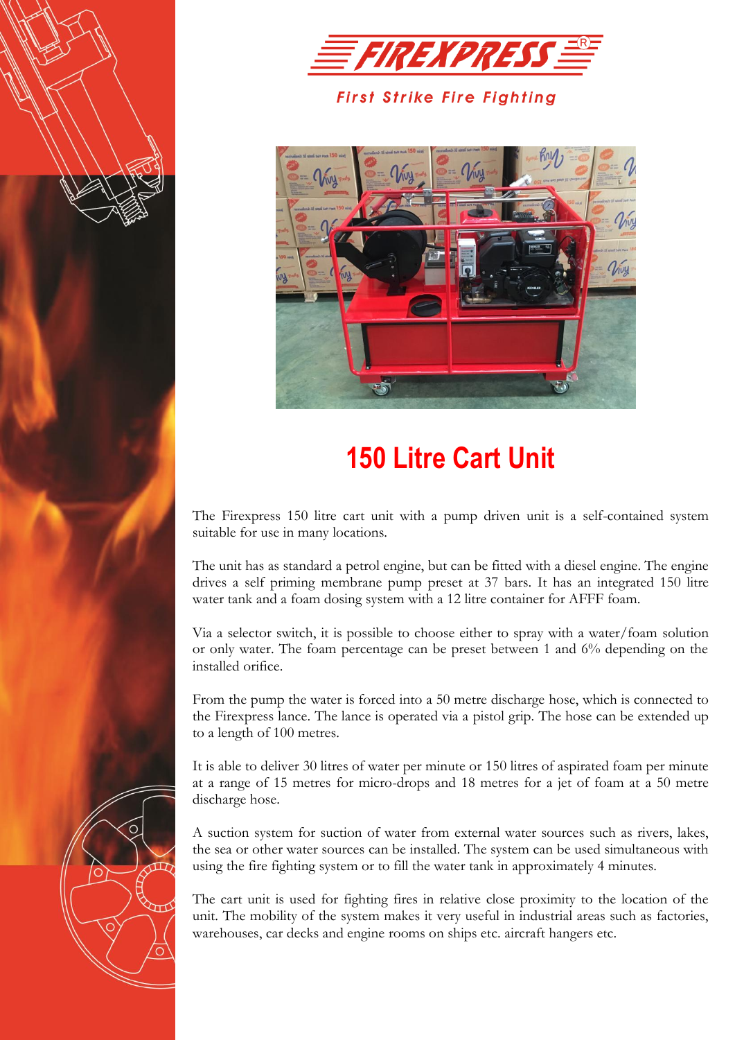FIREXPRESS®

*First Strike Fire Fighting*

# 150 Litre Cart Unit

The Firexpress 150 litre cart unit with a pump driven unit is a self-contained system suitable for use in many locations.

The unit has as standard a petrol engine, but can be fitted with a diesel engine. The engine drives a self priming membrane pump preset at 37 bars. It has an integrated 150 litre water tank and a foam dosing system with a 12 litre container for AFFF foam.

Via a selector switch, it is possible to choose either to spray with a water/foam solution or only water. The foam percentage can be preset between 1 and 6% depending on the installed orifice.

From the pump the water is forced into a 50 metre discharge hose, which is connected to the Firexpress lance. The lance is operated via a pistol grip. The hose can be extended up to a length of 100 metres.

It is able to deliver 30 litres of water per minute or 150 litres of aspirated foam per minute at a range of 15 metres for micro-drops and 18 metres for a jet of foam at a 50 metre discharge hose.

A suction system for suction of water from external water sources such as rivers, lakes, the sea or other water sources can be installed. The system can be used simultaneous with using the fire fighting system or to fill the water tank in approximately 4 minutes.

The cart unit is used for fighting fires in relative close proximity to the location of the unit. The mobility of the system makes it very useful in industrial areas such as factories, warehouses, car decks and engine rooms on ships etc. aircraft hangers etc.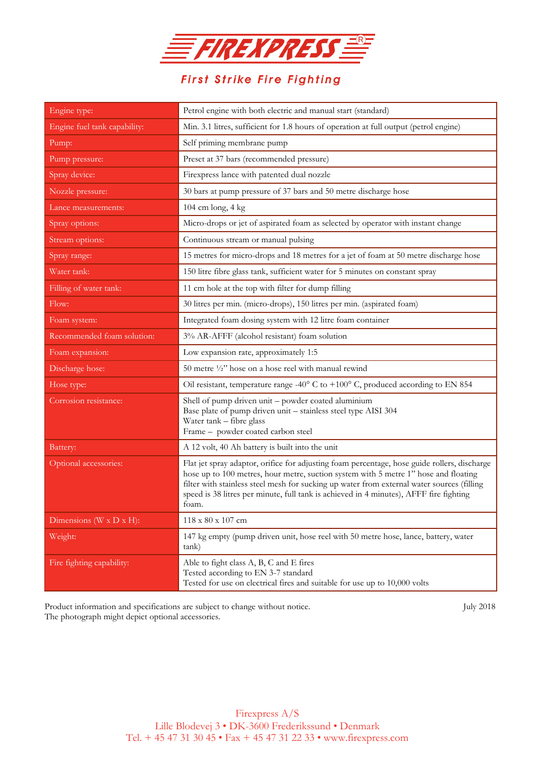# FIREXPRESS®

*First Strike Fire Fighting*

| | |
|---|---|
| Engine type: | Petrol engine with both electric and manual start (standard) |
| Engine fuel tank capability: | Min. 3.1 litres, sufficient for 1.8 hours of operation at full output (petrol engine) |
| Pump: | Self priming membrane pump |
| Pump pressure: | Preset at 37 bars (recommended pressure) |
| Spray device: | Firexpress lance with patented dual nozzle |
| Nozzle pressure: | 30 bars at pump pressure of 37 bars and 50 metre discharge hose |
| Lance measurements: | 104 cm long, 4 kg |
| Spray options: | Micro-drops or jet of aspirated foam as selected by operator with instant change |
| Stream options: | Continuous stream or manual pulsing |
| Spray range: | 15 metres for micro-drops and 18 metres for a jet of foam at 50 metre discharge hose |
| Water tank: | 150 litre fibre glass tank, sufficient water for 5 minutes on constant spray |
| Filling of water tank: | 11 cm hole at the top with filter for dump filling |
| Flow: | 30 litres per min. (micro-drops), 150 litres per min. (aspirated foam) |
| Foam system: | Integrated foam dosing system with 12 litre foam container |
| Recommended foam solution: | 3% AR-AFFF (alcohol resistant) foam solution |
| Foam expansion: | Low expansion rate, approximately 1:5 |
| Discharge hose: | 50 metre ½" hose on a hose reel with manual rewind |
| Hose type: | Oil resistant, temperature range -40° C to +100° C, produced according to EN 854 |
| Corrosion resistance: | Shell of pump driven unit – powder coated aluminium<br>Base plate of pump driven unit – stainless steel type AISI 304<br>Water tank – fibre glass<br>Frame – powder coated carbon steel |
| Battery: | A 12 volt, 40 Ah battery is built into the unit |
| Optional accessories: | Flat jet spray adaptor, orifice for adjusting foam percentage, hose guide rollers, discharge hose up to 100 metres, hour metre, suction system with 5 metre 1" hose and floating filter with stainless steel mesh for sucking up water from external water sources (filling speed is 38 litres per minute, full tank is achieved in 4 minutes), AFFF fire fighting foam. |
| Dimensions (W x D x H): | 118 x 80 x 107 cm |
| Weight: | 147 kg empty (pump driven unit, hose reel with 50 metre hose, lance, battery, water tank) |
| Fire fighting capability: | Able to fight class A, B, C and E fires<br>Tested according to EN 3-7 standard<br>Tested for use on electrical fires and suitable for use up to 10,000 volts |

Product information and specifications are subject to change without notice.
The photograph might depict optional accessories.

July 2018

Firexpress A/S
Lille Blodevej 3 • DK-3600 Frederikssund • Denmark
Tel. + 45 47 31 30 45 • Fax + 45 47 31 22 33 • www.firexpress.com